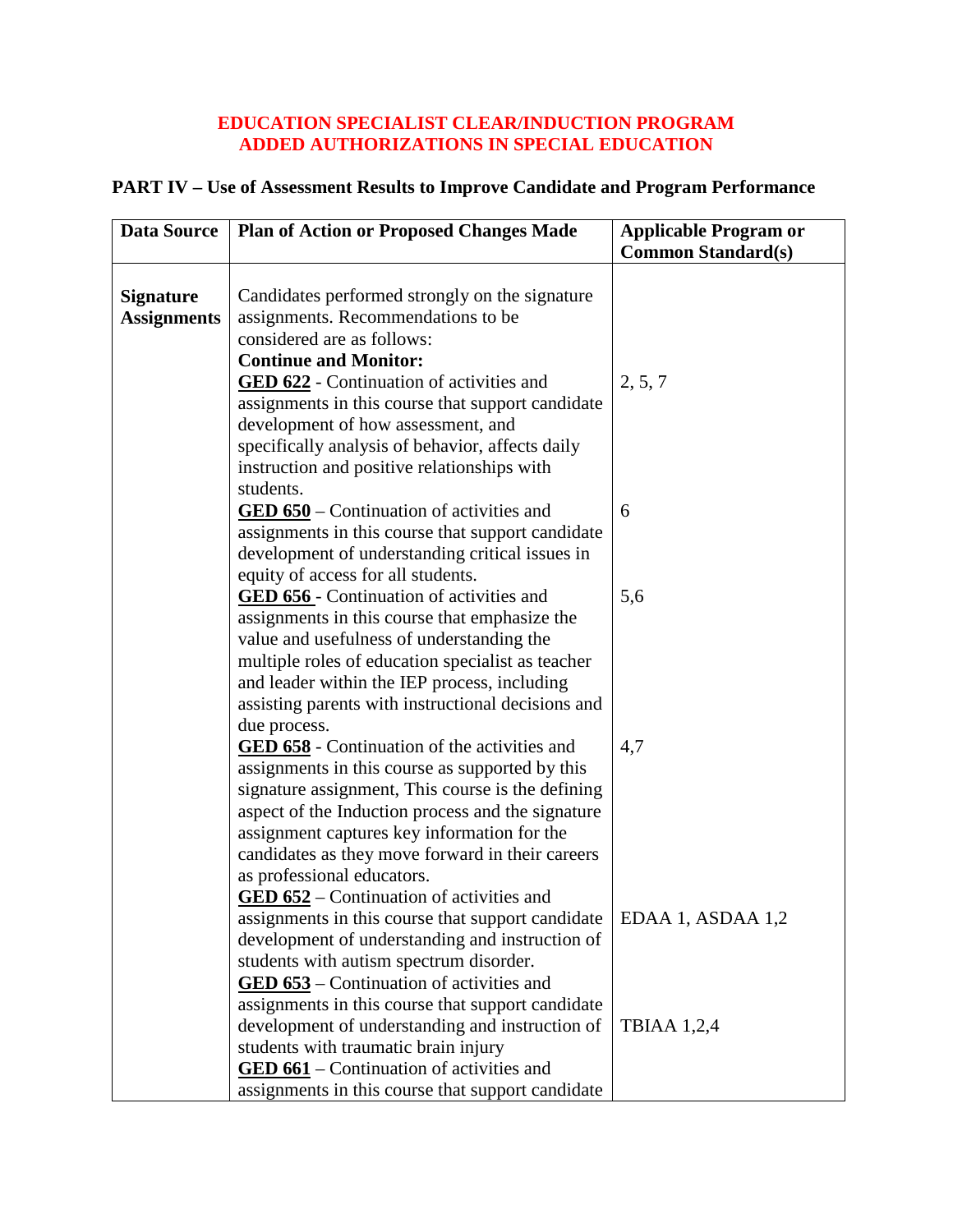**EDUCATION SPECIALIST CLEAR/INDUCTION PROGRAM**
**ADDED AUTHORIZATIONS IN SPECIAL EDUCATION**

## PART IV – Use of Assessment Results to Improve Candidate and Program Performance

| Data Source | Plan of Action or Proposed Changes Made | Applicable Program or Common Standard(s) |
|---|---|---|
| **Signature Assignments** | Candidates performed strongly on the signature assignments. Recommendations to be considered are as follows: **Continue and Monitor:** | |
| | **GED 622** - Continuation of activities and assignments in this course that support candidate development of how assessment, and specifically analysis of behavior, affects daily instruction and positive relationships with students. | 2, 5, 7 |
| | **GED 650** – Continuation of activities and assignments in this course that support candidate development of understanding critical issues in equity of access for all students. | 6 |
| | **GED 656** - Continuation of activities and assignments in this course that emphasize the value and usefulness of understanding the multiple roles of education specialist as teacher and leader within the IEP process, including assisting parents with instructional decisions and due process. | 5,6 |
| | **GED 658** - Continuation of the activities and assignments in this course as supported by this signature assignment, This course is the defining aspect of the Induction process and the signature assignment captures key information for the candidates as they move forward in their careers as professional educators. | 4,7 |
| | **GED 652** – Continuation of activities and assignments in this course that support candidate development of understanding and instruction of students with autism spectrum disorder. | EDAA 1, ASDAA 1,2 |
| | **GED 653** – Continuation of activities and assignments in this course that support candidate development of understanding and instruction of students with traumatic brain injury | TBIAA 1,2,4 |
| | **GED 661** – Continuation of activities and assignments in this course that support candidate | |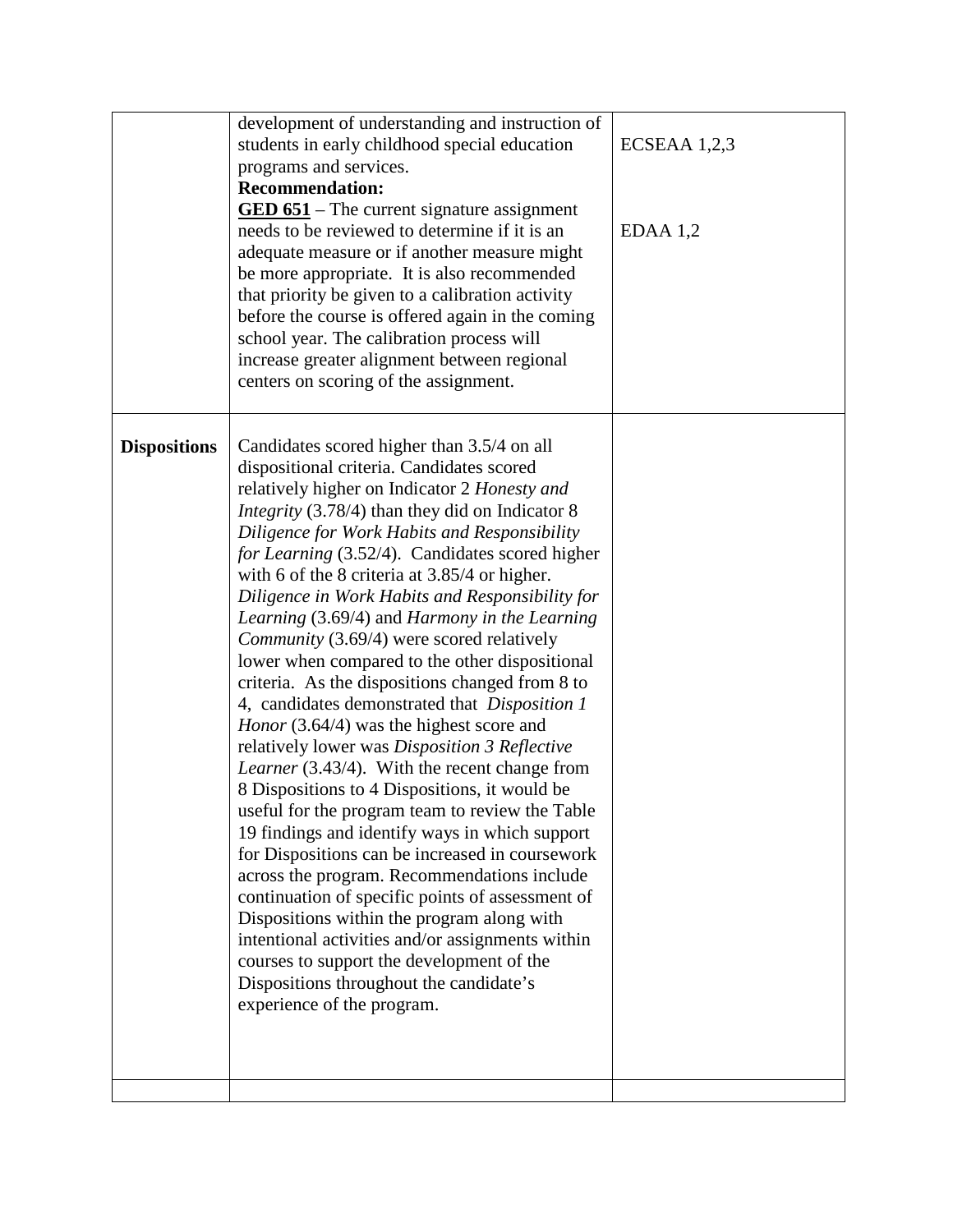| | | |
|---|---|---|
| | development of understanding and instruction of students in early childhood special education programs and services.<br>**Recommendation:**<br>**<u>GED 651</u>** – The current signature assignment needs to be reviewed to determine if it is an adequate measure or if another measure might be more appropriate. It is also recommended that priority be given to a calibration activity before the course is offered again in the coming school year. The calibration process will increase greater alignment between regional centers on scoring of the assignment. | ECSEAA 1,2,3<br><br>EDAA 1,2 |
| **Dispositions** | Candidates scored higher than 3.5/4 on all dispositional criteria. Candidates scored relatively higher on Indicator 2 *Honesty and Integrity* (3.78/4) than they did on Indicator 8 *Diligence for Work Habits and Responsibility for Learning* (3.52/4). Candidates scored higher with 6 of the 8 criteria at 3.85/4 or higher. *Diligence in Work Habits and Responsibility for Learning* (3.69/4) and *Harmony in the Learning Community* (3.69/4) were scored relatively lower when compared to the other dispositional criteria. As the dispositions changed from 8 to 4, candidates demonstrated that *Disposition 1 Honor* (3.64/4) was the highest score and relatively lower was *Disposition 3 Reflective Learner* (3.43/4). With the recent change from 8 Dispositions to 4 Dispositions, it would be useful for the program team to review the Table 19 findings and identify ways in which support for Dispositions can be increased in coursework across the program. Recommendations include continuation of specific points of assessment of Dispositions within the program along with intentional activities and/or assignments within courses to support the development of the Dispositions throughout the candidate's experience of the program. | |
| | | |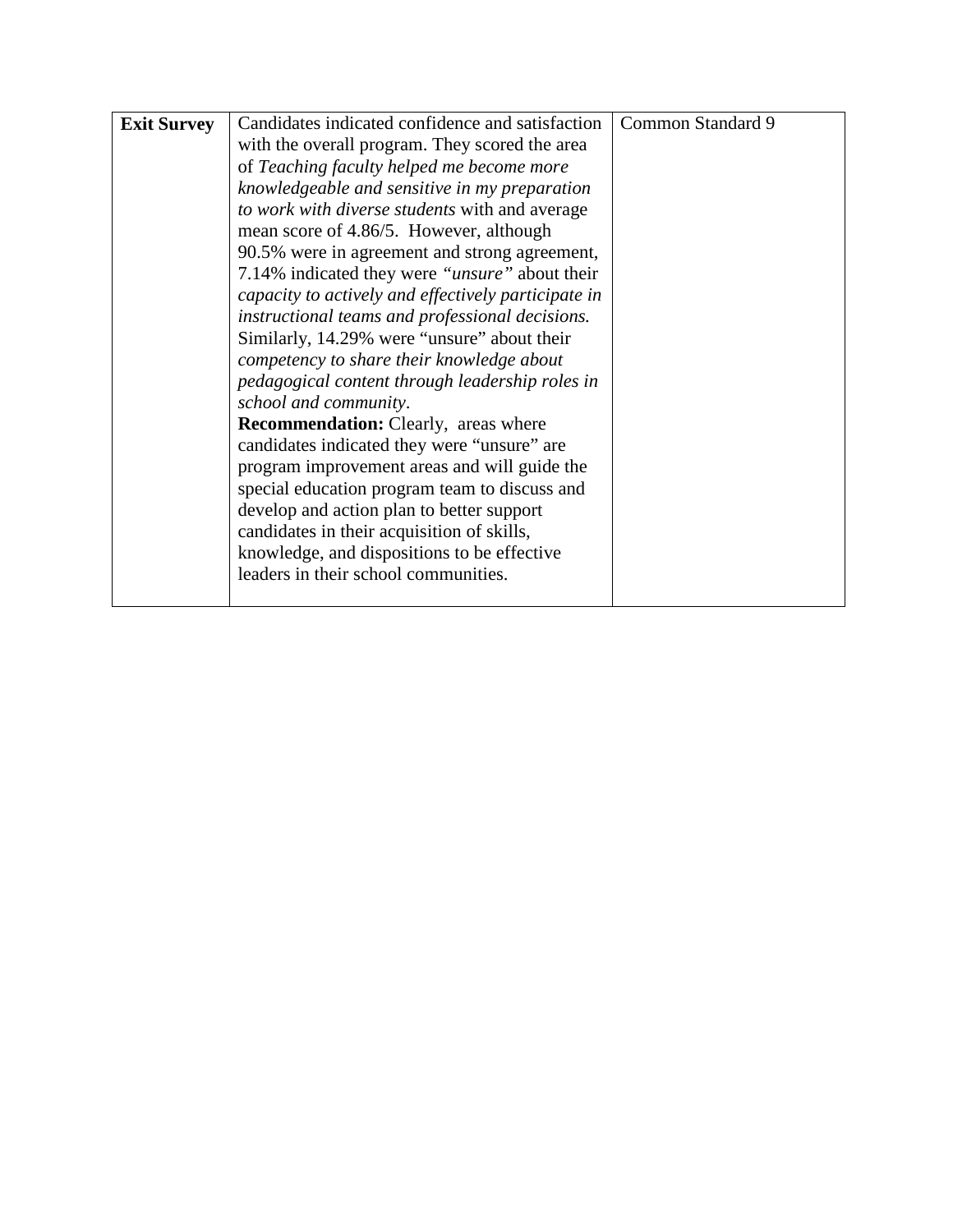| | | |
|---|---|---|
| **Exit Survey** | Candidates indicated confidence and satisfaction with the overall program. They scored the area of *Teaching faculty helped me become more knowledgeable and sensitive in my preparation to work with diverse students* with and average mean score of 4.86/5. However, although 90.5% were in agreement and strong agreement, 7.14% indicated they were *"unsure"* about their *capacity to actively and effectively participate in instructional teams and professional decisions.* Similarly, 14.29% were "unsure" about their *competency to share their knowledge about pedagogical content through leadership roles in school and community*.<br>**Recommendation:** Clearly, areas where candidates indicated they were "unsure" are program improvement areas and will guide the special education program team to discuss and develop and action plan to better support candidates in their acquisition of skills, knowledge, and dispositions to be effective leaders in their school communities. | Common Standard 9 |